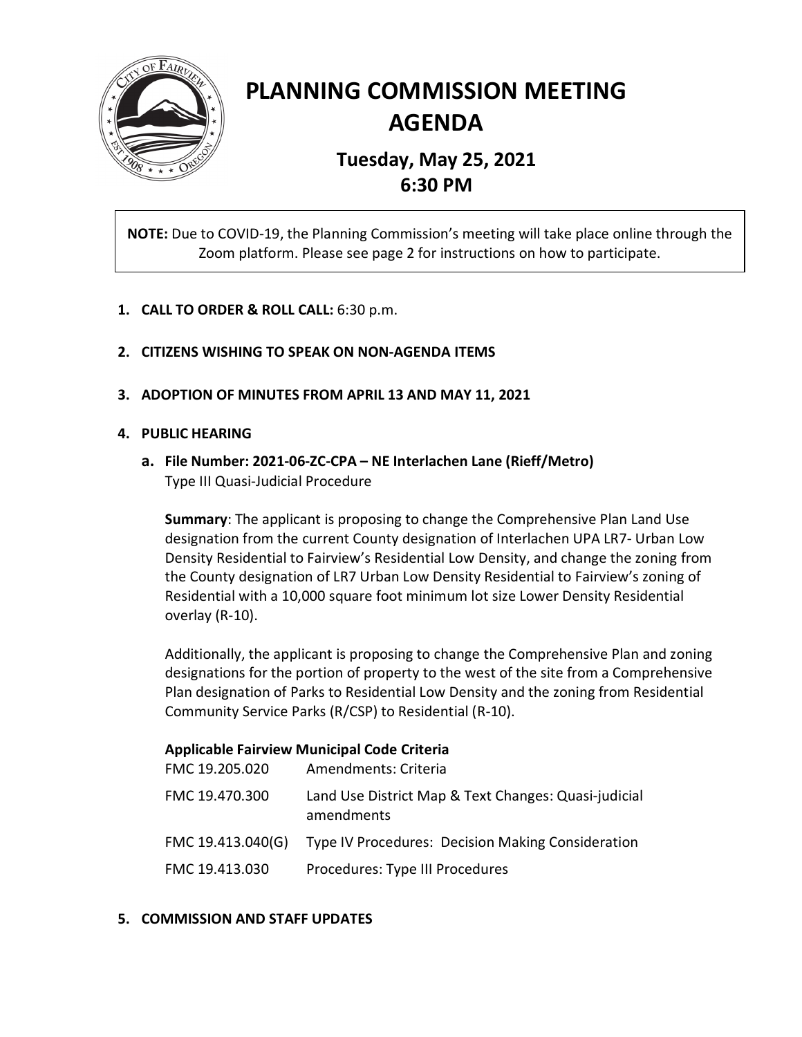# PLANNING COMMISSION MEETING AGENDA

## Tuesday, May 25, 2021
## 6:30 PM

**NOTE:** Due to COVID-19, the Planning Commission's meeting will take place online through the Zoom platform. Please see page 2 for instructions on how to participate.

1. **CALL TO ORDER & ROLL CALL:** 6:30 p.m.

2. **CITIZENS WISHING TO SPEAK ON NON-AGENDA ITEMS**

3. **ADOPTION OF MINUTES FROM APRIL 13 AND MAY 11, 2021**

4. **PUBLIC HEARING**

   a. **File Number: 2021-06-ZC-CPA – NE Interlachen Lane (Rieff/Metro)**
   Type III Quasi-Judicial Procedure

   **Summary**: The applicant is proposing to change the Comprehensive Plan Land Use designation from the current County designation of Interlachen UPA LR7- Urban Low Density Residential to Fairview's Residential Low Density, and change the zoning from the County designation of LR7 Urban Low Density Residential to Fairview's zoning of Residential with a 10,000 square foot minimum lot size Lower Density Residential overlay (R-10).

   Additionally, the applicant is proposing to change the Comprehensive Plan and zoning designations for the portion of property to the west of the site from a Comprehensive Plan designation of Parks to Residential Low Density and the zoning from Residential Community Service Parks (R/CSP) to Residential (R-10).

   **Applicable Fairview Municipal Code Criteria**

   | | |
   |---|---|
   | FMC 19.205.020 | Amendments: Criteria |
   | FMC 19.470.300 | Land Use District Map & Text Changes: Quasi-judicial amendments |
   | FMC 19.413.040(G) | Type IV Procedures: Decision Making Consideration |
   | FMC 19.413.030 | Procedures: Type III Procedures |

5. **COMMISSION AND STAFF UPDATES**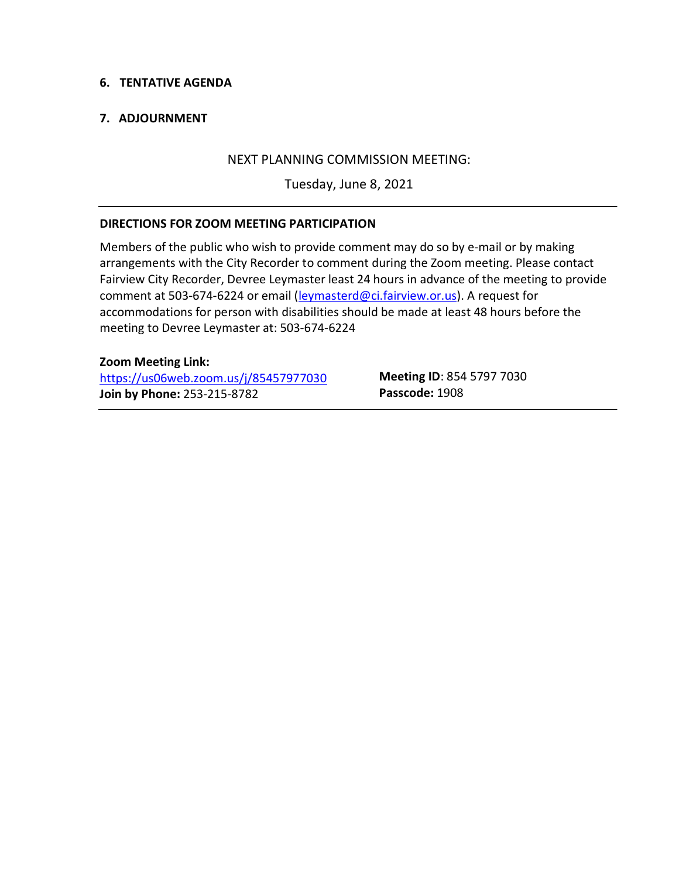**6. TENTATIVE AGENDA**

**7. ADJOURNMENT**

NEXT PLANNING COMMISSION MEETING:

Tuesday, June 8, 2021

---

**DIRECTIONS FOR ZOOM MEETING PARTICIPATION**

Members of the public who wish to provide comment may do so by e-mail or by making arrangements with the City Recorder to comment during the Zoom meeting. Please contact Fairview City Recorder, Devree Leymaster least 24 hours in advance of the meeting to provide comment at 503-674-6224 or email (leymasterd@ci.fairview.or.us). A request for accommodations for person with disabilities should be made at least 48 hours before the meeting to Devree Leymaster at: 503-674-6224

**Zoom Meeting Link:**
https://us06web.zoom.us/j/85457977030
**Join by Phone:** 253-215-8782

**Meeting ID**: 854 5797 7030
**Passcode:** 1908

---